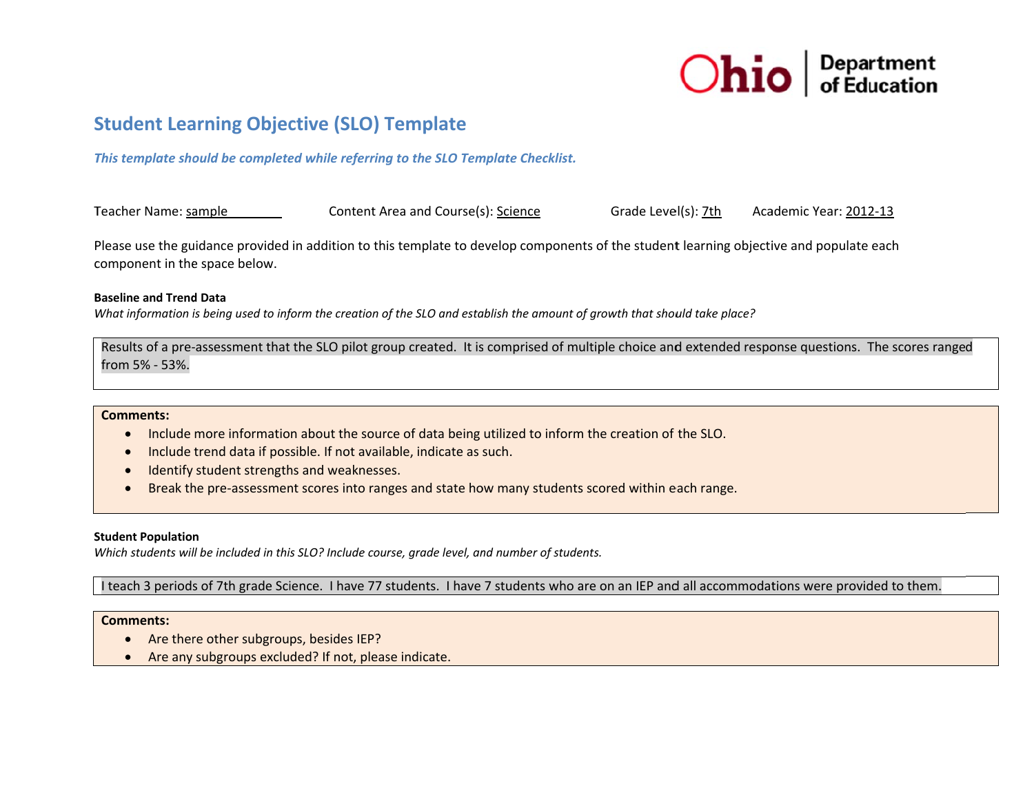Ohio Department of Education

# Student Learning Objective (SLO) Template

***This template should be completed while referring to the SLO Template Checklist.***

Teacher Name: sample Content Area and Course(s): Science Grade Level(s): 7th Academic Year: 2012-13

Please use the guidance provided in addition to this template to develop components of the student learning objective and populate each component in the space below.

**Baseline and Trend Data**

*What information is being used to inform the creation of the SLO and establish the amount of growth that should take place?*

Results of a pre-assessment that the SLO pilot group created. It is comprised of multiple choice and extended response questions. The scores ranged from 5% - 53%.

**Comments:**

- Include more information about the source of data being utilized to inform the creation of the SLO.
- Include trend data if possible. If not available, indicate as such.
- Identify student strengths and weaknesses.
- Break the pre-assessment scores into ranges and state how many students scored within each range.

**Student Population**

*Which students will be included in this SLO? Include course, grade level, and number of students.*

I teach 3 periods of 7th grade Science. I have 77 students. I have 7 students who are on an IEP and all accommodations were provided to them.

**Comments:**

- Are there other subgroups, besides IEP?
- Are any subgroups excluded? If not, please indicate.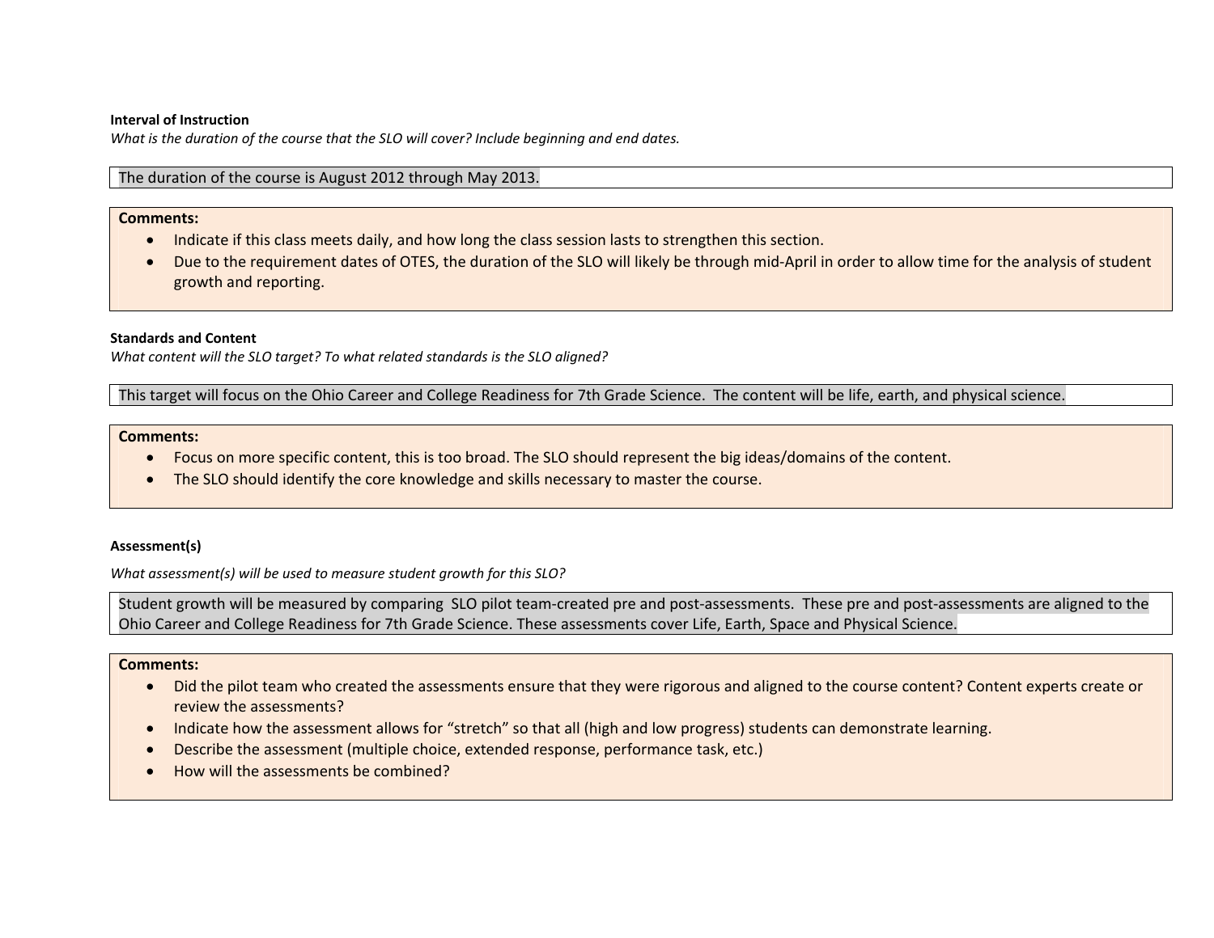**Interval of Instruction**

*What is the duration of the course that the SLO will cover? Include beginning and end dates.*

The duration of the course is August 2012 through May 2013.

**Comments:**

- Indicate if this class meets daily, and how long the class session lasts to strengthen this section.
- Due to the requirement dates of OTES, the duration of the SLO will likely be through mid-April in order to allow time for the analysis of student growth and reporting.

**Standards and Content**

*What content will the SLO target? To what related standards is the SLO aligned?*

This target will focus on the Ohio Career and College Readiness for 7th Grade Science. The content will be life, earth, and physical science.

**Comments:**

- Focus on more specific content, this is too broad. The SLO should represent the big ideas/domains of the content.
- The SLO should identify the core knowledge and skills necessary to master the course.

**Assessment(s)**

*What assessment(s) will be used to measure student growth for this SLO?*

Student growth will be measured by comparing SLO pilot team-created pre and post-assessments. These pre and post-assessments are aligned to the Ohio Career and College Readiness for 7th Grade Science. These assessments cover Life, Earth, Space and Physical Science.

**Comments:**

- Did the pilot team who created the assessments ensure that they were rigorous and aligned to the course content? Content experts create or review the assessments?
- Indicate how the assessment allows for "stretch" so that all (high and low progress) students can demonstrate learning.
- Describe the assessment (multiple choice, extended response, performance task, etc.)
- How will the assessments be combined?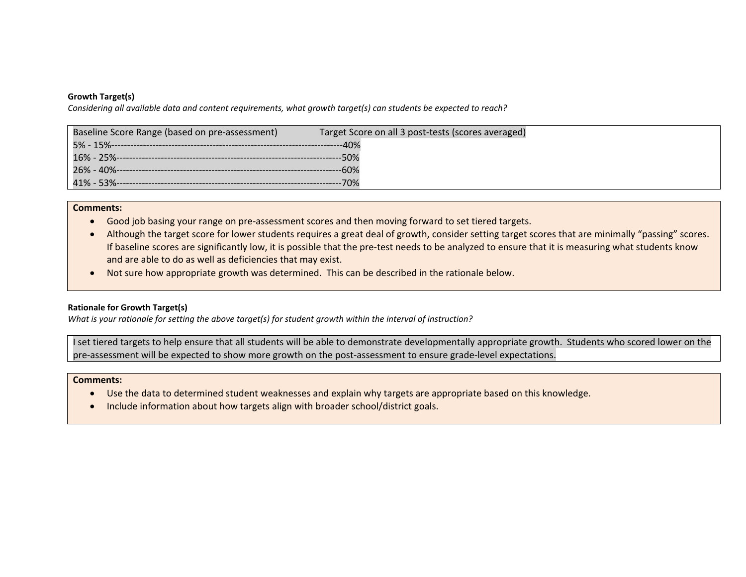**Growth Target(s)**

*Considering all available data and content requirements, what growth target(s) can students be expected to reach?*

Baseline Score Range (based on pre-assessment) Target Score on all 3 post-tests (scores averaged)

5% - 15%------------------------------------------------------------------------40%

16% - 25%----------------------------------------------------------------------50%

26% - 40%----------------------------------------------------------------------60%

41% - 53%----------------------------------------------------------------------70%

**Comments:**

- Good job basing your range on pre-assessment scores and then moving forward to set tiered targets.
- Although the target score for lower students requires a great deal of growth, consider setting target scores that are minimally "passing" scores. If baseline scores are significantly low, it is possible that the pre-test needs to be analyzed to ensure that it is measuring what students know and are able to do as well as deficiencies that may exist.
- Not sure how appropriate growth was determined. This can be described in the rationale below.

**Rationale for Growth Target(s)**

*What is your rationale for setting the above target(s) for student growth within the interval of instruction?*

I set tiered targets to help ensure that all students will be able to demonstrate developmentally appropriate growth. Students who scored lower on the pre-assessment will be expected to show more growth on the post-assessment to ensure grade-level expectations.

**Comments:**

- Use the data to determined student weaknesses and explain why targets are appropriate based on this knowledge.
- Include information about how targets align with broader school/district goals.